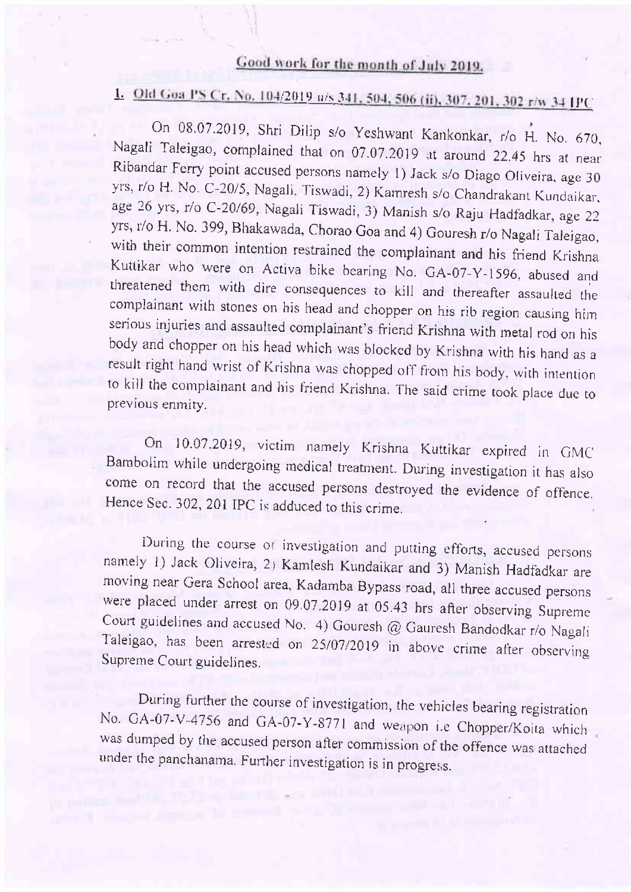## Good work for the month of July 2019.

### 1. Old Goa PS Cr. No. 104/2019 u/s 341, 504, 506 (ii), 307, 201, 302 r/w 34 IPC

On 08.07.2019, Shri Dilip s/o Yeshwant Kankonkar, r/o H. No. 670, Nagali Taleigao, complained that on 07.07.2019 at around 22.45 hrs at near Ribandar Ferry point accused persons namely 1) Jack s/o Diago Oliveira, age 30 yrs, r/o H. No. C-20/5, Nagali, Tiswadi, 2) Kamresh s/o Chandrakant Kundaikar, age 26 yrs, r/o C-20/69, Nagali Tiswadi, 3) Manish s/o Raju Hadfadkar, age 22 yrs, r/o H. No. 399, Bhakawada, Chorao Goa and 4) Gouresh r/o Nagali Taleigao, with their common intention restrained the complainant and his friend Krishna Kuttikar who were on Activa bike bearing No. GA-07-Y-1596, abused and threatened them with dire consequences to kill and thereafter assaulted the complainant with stones on his head and chopper on his rib region causing him serious injuries and assaulted complainant's friend Krishna with metal rod on his body and chopper on his head which was blocked by Krishna with his hand as a result right hand wrist of Krishna was chopped off from his body, with intention to kill the complainant and his friend Krishna. The said crime took place due to previous enmity.

On 10.07.2019, victim namely Krishna Kuttikar expired in GMC Bambolim while undergoing medical treatment. During investigation it has also come on record that the accused persons destroyed the evidence of offence. Hence Sec. 302, 201 IPC is adduced to this crime.

During the course of investigation and putting efforts, accused persons namely 1) Jack Oliveira, 2) Kamlesh Kundaikar and 3) Manish Hadfadkar are moving near Gera School area, Kadamba Bypass road, all three accused persons were placed under arrest on 09.07.2019 at 05.43 hrs after observing Supreme Court guidelines and accused No. 4) Gouresh @ Gauresh Bandodkar r/o Nagali Taleigao, has been arrested on 25/07/2019 in above crime after observing Supreme Court guidelines.

During further the course of investigation, the vehicles bearing registration No. GA-07-V-4756 and GA-07-Y-8771 and weapon i.e Chopper/Koita which was dumped by the accused person after commission of the offence was attached under the panchanama. Further investigation is in progress.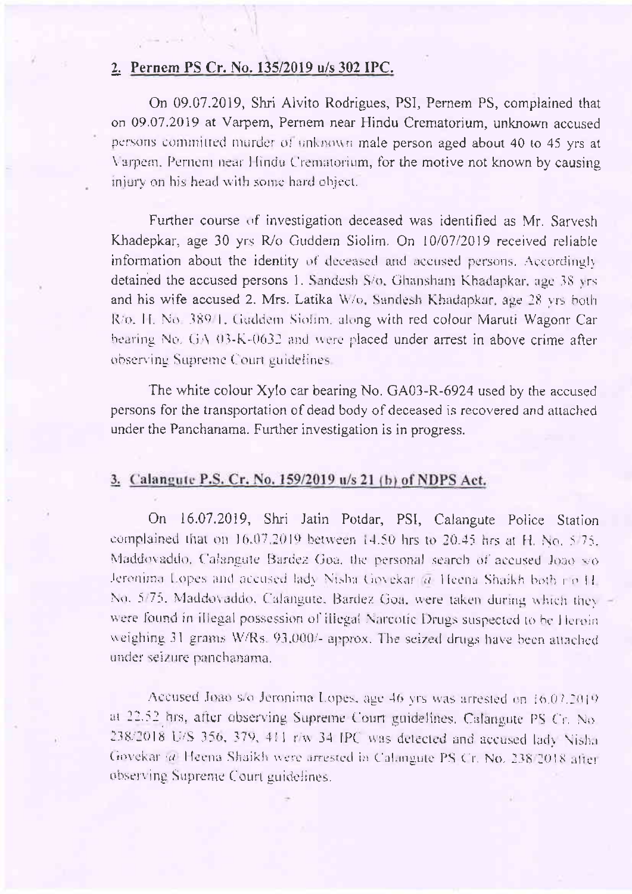## 2. Pernem PS Cr. No. 135/2019 u/s 302 IPC.

On 09.07.2019, Shri Alvito Rodrigues, PSI, Pernem PS, complained that on 09.07.2019 at Varpem, Pernem near Hindu Crematorium, unknown accused persons committed murder of unknown male person aged about 40 to 45 yrs at Varpem, Pernem near Hindu Crematorium, for the motive not known by causing injury on his head with some hard object.

Further course of investigation deceased was identified as Mr. Sarvesh Khadepkar, age 30 yrs R/o Guddem Siolim. On 10/07/2019 received reliable information about the identity of deceased and accused persons. Accordingly detained the accused persons 1. Sandesh S/o. Ghansham Khadapkar, age 38 yrs and his wife accused 2. Mrs. Latika W/o. Sandesh Khadapkar, age 28 yrs both R/o. H. No. 389/1, Guddem Siolim, along with red colour Maruti Wagonr Car bearing No. GA 03-K-0632 and were placed under arrest in above crime after observing Supreme Court guidelines.

The white colour Xylo car bearing No. GA03-R-6924 used by the accused persons for the transportation of dead body of deceased is recovered and attached under the Panchanama. Further investigation is in progress.

## 3. Calangute P.S. Cr. No. 159/2019 u/s 21 (b) of NDPS Act.

On 16.07.2019, Shri Jatin Potdar, PSI, Calangute Police Station complained that on 16.07.2019 between 14.50 hrs to 20.45 hrs at H. No. 5/75, Maddovaddo, Calangute Bardez Goa, the personal search of accused Joao s/o Jeronima Lopes and accused lady Nisha Govekar @ Heena Shaikh both r/o H. No. 5/75, Maddovaddo, Calangute, Bardez Goa, were taken during which they were found in illegal possession of illegal Narcotic Drugs suspected to be Heroin weighing 31 grams W/Rs. 93,000/- approx. The seized drugs have been attached under seizure panchanama.

Accused Joao s/o Jeronima Lopes, age 46 yrs was arrested on 16.07.2019 at 22.52 hrs, after observing Supreme Court guidelines. Calangute PS Cr. No. 238/2018 U/S 356, 379, 411 r/w 34 IPC was detected and accused lady Nisha Govekar @ Heena Shaikh were arrested in Calangute PS Cr. No. 238/2018 after observing Supreme Court guidelines.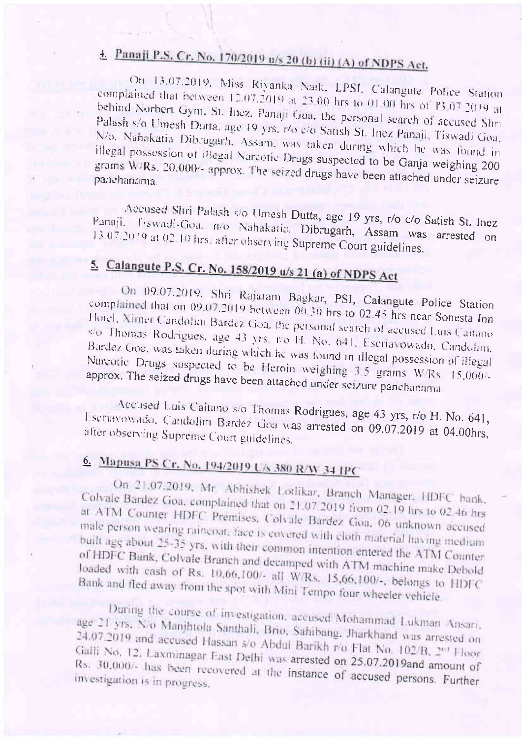## 4. Panaji P.S. Cr. No. 170/2019 u/s 20 (b) (ii) (A) of NDPS Act.

On 13.07.2019, Miss Riyanka Naik, LPSI, Calangute Police Station complained that between 12.07.2019 at 23.00 hrs to 01.00 hrs of 13.07.2019 at behind Norbert Gym, St. Inez, Panaji Goa, the personal search of accused Shri Palash s/o Umesh Dutta, age 19 yrs, r/o c/o Satish St. Inez Panaji, Tiswadi Goa, N/o. Nahakatia Dibrugarh, Assam, was taken during which he was found in illegal possession of illegal Narcotic Drugs suspected to be Ganja weighing 200 grams W/Rs. 20,000/- approx. The seized drugs have been attached under seizure panchanama.

Accused Shri Palash s/o Umesh Dutta, age 19 yrs, r/o c/o Satish St. Inez Panaji, Tiswadi-Goa, n/o Nahakatia, Dibrugarh, Assam was arrested on 13.07.2019 at 02.10 hrs. after observing Supreme Court guidelines.

## 5. Calangute P.S. Cr. No. 158/2019 u/s 21 (a) of NDPS Act

On 09.07.2019, Shri Rajaram Bagkar, PSI, Calangute Police Station complained that on 09.07.2019 between 00.30 hrs to 02.45 hrs near Sonesta Inn Hotel, Ximer Candolim Bardez Goa, the personal search of accused Luis Caitano s/o Thomas Rodrigues, age 43 yrs, r/o H. No. 641, Escriavowado, Candolim, Bardez Goa, was taken during which he was found in illegal possession of illegal Narcotic Drugs suspected to be Heroin weighing 3.5 grams W/Rs. 15,000/- approx. The seized drugs have been attached under seizure panchanama.

Accused Luis Caitano s/o Thomas Rodrigues, age 43 yrs, r/o H. No. 641, Escriavowado, Candolim Bardez Goa was arrested on 09.07.2019 at 04.00hrs, after observing Supreme Court guidelines.

## 6. Mapusa PS Cr. No. 194/2019 U/s 380 R/W 34 IPC

On 21.07.2019, Mr. Abhishek Lotlikar, Branch Manager, HDFC bank, Colvale Bardez Goa, complained that on 21.07.2019 from 02.19 hrs to 02.46 hrs at ATM Counter HDFC Premises, Colvale Bardez Goa, 06 unknown accused male person wearing raincoat, face is covered with cloth material having medium built age about 25-35 yrs, with their common intention entered the ATM Counter of HDFC Bank, Colvale Branch and decamped with ATM machine make Debold loaded with cash of Rs. 10,66,100/- all W/Rs. 15,66,100/-, belongs to HDFC Bank and fled away from the spot with Mini Tempo four wheeler vehicle.

During the course of investigation, accused Mohammad Lukman Ansari, age 21 yrs, N/o Manjhtola Santhali, Brio, Sahibang, Jharkhand was arrested on 24.07.2019 and accused Hassan s/o Abdul Barikh r/o Flat No. 102/B, 2nd Floor Galli No. 12, Laxminagar East Delhi was arrested on 25.07.2019and amount of Rs. 30,000/- has been recovered at the instance of accused persons. Further investigation is in progress.